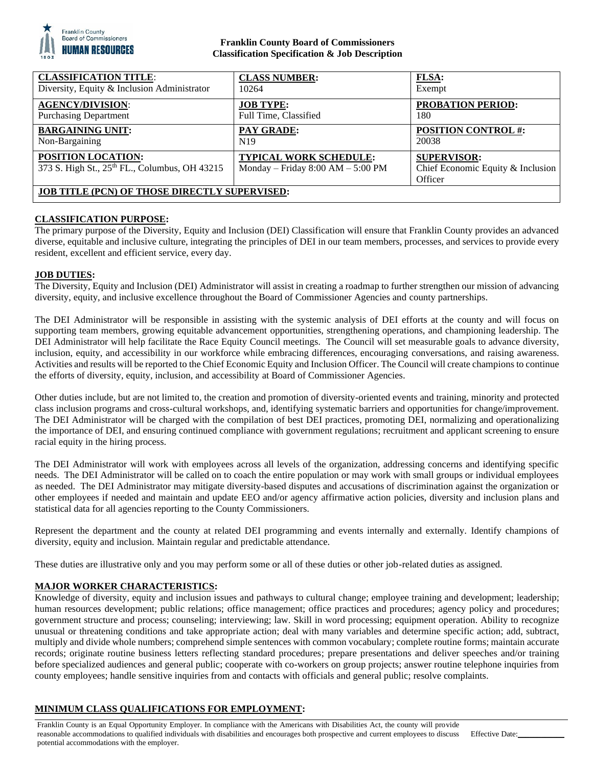**Franklin County Board of Commissioners**
**Classification Specification & Job Description**

| **CLASSIFICATION TITLE**: Diversity, Equity & Inclusion Administrator | **CLASS NUMBER:** 10264 | **FLSA:** Exempt |
|---|---|---|
| **AGENCY/DIVISION**: Purchasing Department | **JOB TYPE:** Full Time, Classified | **PROBATION PERIOD:** 180 |
| **BARGAINING UNIT:** Non-Bargaining | **PAY GRADE:** N19 | **POSITION CONTROL #:** 20038 |
| **POSITION LOCATION:** 373 S. High St., 25th FL., Columbus, OH 43215 | **TYPICAL WORK SCHEDULE:** Monday – Friday 8:00 AM – 5:00 PM | **SUPERVISOR:** Chief Economic Equity & Inclusion Officer |
| **JOB TITLE (PCN) OF THOSE DIRECTLY SUPERVISED:** | | |

## CLASSIFICATION PURPOSE:

The primary purpose of the Diversity, Equity and Inclusion (DEI) Classification will ensure that Franklin County provides an advanced diverse, equitable and inclusive culture, integrating the principles of DEI in our team members, processes, and services to provide every resident, excellent and efficient service, every day.

## JOB DUTIES:

The Diversity, Equity and Inclusion (DEI) Administrator will assist in creating a roadmap to further strengthen our mission of advancing diversity, equity, and inclusive excellence throughout the Board of Commissioner Agencies and county partnerships.

The DEI Administrator will be responsible in assisting with the systemic analysis of DEI efforts at the county and will focus on supporting team members, growing equitable advancement opportunities, strengthening operations, and championing leadership. The DEI Administrator will help facilitate the Race Equity Council meetings. The Council will set measurable goals to advance diversity, inclusion, equity, and accessibility in our workforce while embracing differences, encouraging conversations, and raising awareness. Activities and results will be reported to the Chief Economic Equity and Inclusion Officer. The Council will create champions to continue the efforts of diversity, equity, inclusion, and accessibility at Board of Commissioner Agencies.

Other duties include, but are not limited to, the creation and promotion of diversity-oriented events and training, minority and protected class inclusion programs and cross-cultural workshops, and, identifying systematic barriers and opportunities for change/improvement. The DEI Administrator will be charged with the compilation of best DEI practices, promoting DEI, normalizing and operationalizing the importance of DEI, and ensuring continued compliance with government regulations; recruitment and applicant screening to ensure racial equity in the hiring process.

The DEI Administrator will work with employees across all levels of the organization, addressing concerns and identifying specific needs. The DEI Administrator will be called on to coach the entire population or may work with small groups or individual employees as needed. The DEI Administrator may mitigate diversity-based disputes and accusations of discrimination against the organization or other employees if needed and maintain and update EEO and/or agency affirmative action policies, diversity and inclusion plans and statistical data for all agencies reporting to the County Commissioners.

Represent the department and the county at related DEI programming and events internally and externally. Identify champions of diversity, equity and inclusion. Maintain regular and predictable attendance.

These duties are illustrative only and you may perform some or all of these duties or other job-related duties as assigned.

## MAJOR WORKER CHARACTERISTICS:

Knowledge of diversity, equity and inclusion issues and pathways to cultural change; employee training and development; leadership; human resources development; public relations; office management; office practices and procedures; agency policy and procedures; government structure and process; counseling; interviewing; law. Skill in word processing; equipment operation. Ability to recognize unusual or threatening conditions and take appropriate action; deal with many variables and determine specific action; add, subtract, multiply and divide whole numbers; comprehend simple sentences with common vocabulary; complete routine forms; maintain accurate records; originate routine business letters reflecting standard procedures; prepare presentations and deliver speeches and/or training before specialized audiences and general public; cooperate with co-workers on group projects; answer routine telephone inquiries from county employees; handle sensitive inquiries from and contacts with officials and general public; resolve complaints.

## MINIMUM CLASS QUALIFICATIONS FOR EMPLOYMENT:

Franklin County is an Equal Opportunity Employer. In compliance with the Americans with Disabilities Act, the county will provide reasonable accommodations to qualified individuals with disabilities and encourages both prospective and current employees to discuss potential accommodations with the employer. Effective Date:\_\_\_\_\_\_\_\_\_\_\_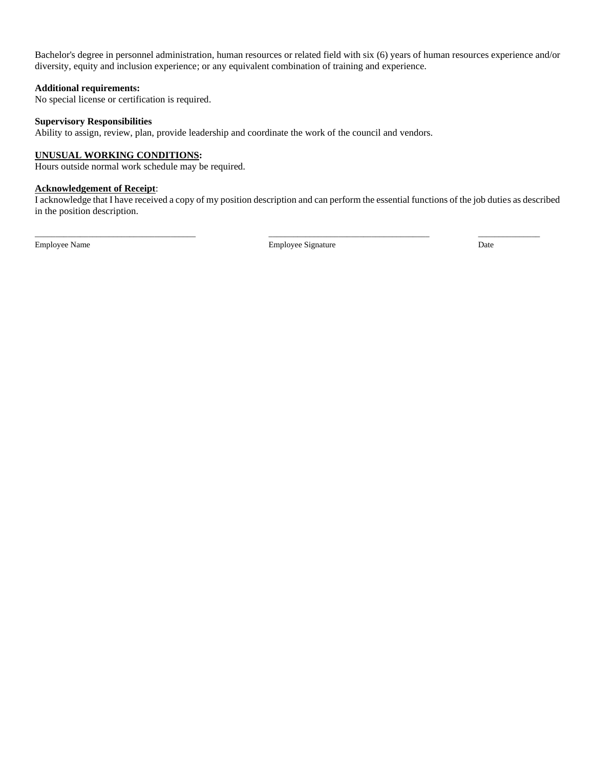Bachelor's degree in personnel administration, human resources or related field with six (6) years of human resources experience and/or diversity, equity and inclusion experience; or any equivalent combination of training and experience.

**Additional requirements:**
No special license or certification is required.

**Supervisory Responsibilities**
Ability to assign, review, plan, provide leadership and coordinate the work of the council and vendors.

**UNUSUAL WORKING CONDITIONS:**
Hours outside normal work schedule may be required.

**Acknowledgement of Receipt**:
I acknowledge that I have received a copy of my position description and can perform the essential functions of the job duties as described in the position description.

| | | |
|---|---|---|
| ___________________________________ | ___________________________________ | _____________ |
| Employee Name | Employee Signature | Date |